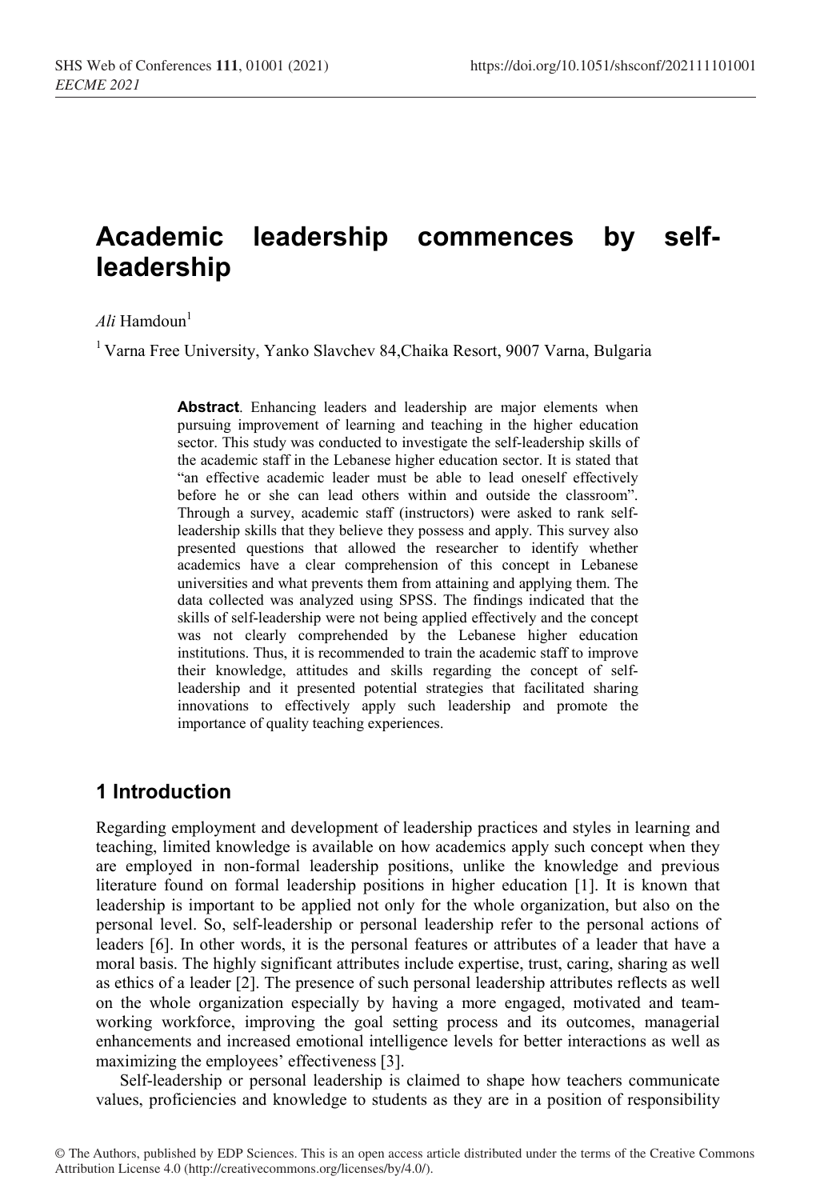# Academic leadership commences by self-leadership

*Ali* Hamdoun[1]

[1] Varna Free University, Yanko Slavchev 84,Chaika Resort, 9007 Varna, Bulgaria

**Abstract**. Enhancing leaders and leadership are major elements when pursuing improvement of learning and teaching in the higher education sector. This study was conducted to investigate the self-leadership skills of the academic staff in the Lebanese higher education sector. It is stated that "an effective academic leader must be able to lead oneself effectively before he or she can lead others within and outside the classroom". Through a survey, academic staff (instructors) were asked to rank self-leadership skills that they believe they possess and apply. This survey also presented questions that allowed the researcher to identify whether academics have a clear comprehension of this concept in Lebanese universities and what prevents them from attaining and applying them. The data collected was analyzed using SPSS. The findings indicated that the skills of self-leadership were not being applied effectively and the concept was not clearly comprehended by the Lebanese higher education institutions. Thus, it is recommended to train the academic staff to improve their knowledge, attitudes and skills regarding the concept of self-leadership and it presented potential strategies that facilitated sharing innovations to effectively apply such leadership and promote the importance of quality teaching experiences.

## 1 Introduction

Regarding employment and development of leadership practices and styles in learning and teaching, limited knowledge is available on how academics apply such concept when they are employed in non-formal leadership positions, unlike the knowledge and previous literature found on formal leadership positions in higher education [1]. It is known that leadership is important to be applied not only for the whole organization, but also on the personal level. So, self-leadership or personal leadership refer to the personal actions of leaders [6]. In other words, it is the personal features or attributes of a leader that have a moral basis. The highly significant attributes include expertise, trust, caring, sharing as well as ethics of a leader [2]. The presence of such personal leadership attributes reflects as well on the whole organization especially by having a more engaged, motivated and team-working workforce, improving the goal setting process and its outcomes, managerial enhancements and increased emotional intelligence levels for better interactions as well as maximizing the employees' effectiveness [3].

Self-leadership or personal leadership is claimed to shape how teachers communicate values, proficiencies and knowledge to students as they are in a position of responsibility

© The Authors, published by EDP Sciences. This is an open access article distributed under the terms of the Creative Commons Attribution License 4.0 (http://creativecommons.org/licenses/by/4.0/).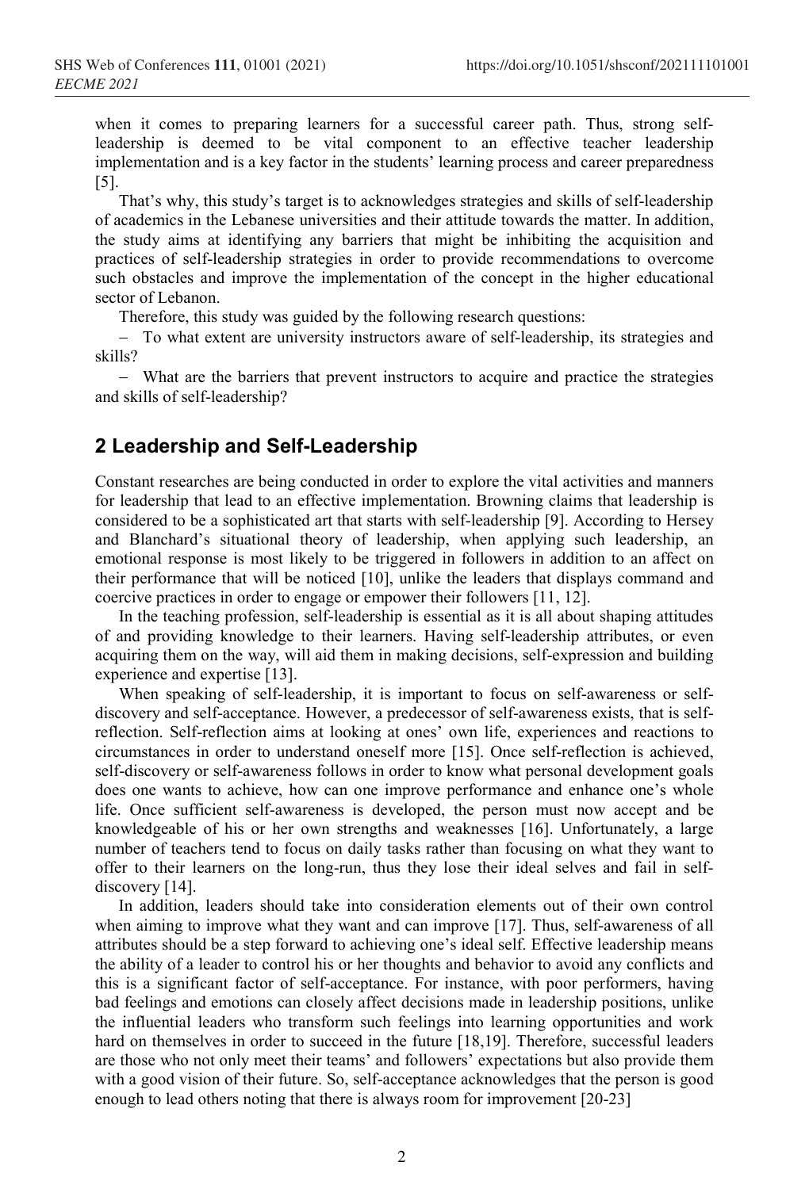when it comes to preparing learners for a successful career path. Thus, strong self-leadership is deemed to be vital component to an effective teacher leadership implementation and is a key factor in the students' learning process and career preparedness [5].

That's why, this study's target is to acknowledges strategies and skills of self-leadership of academics in the Lebanese universities and their attitude towards the matter. In addition, the study aims at identifying any barriers that might be inhibiting the acquisition and practices of self-leadership strategies in order to provide recommendations to overcome such obstacles and improve the implementation of the concept in the higher educational sector of Lebanon.

Therefore, this study was guided by the following research questions:

- To what extent are university instructors aware of self-leadership, its strategies and skills?
- What are the barriers that prevent instructors to acquire and practice the strategies and skills of self-leadership?

## 2 Leadership and Self-Leadership

Constant researches are being conducted in order to explore the vital activities and manners for leadership that lead to an effective implementation. Browning claims that leadership is considered to be a sophisticated art that starts with self-leadership [9]. According to Hersey and Blanchard's situational theory of leadership, when applying such leadership, an emotional response is most likely to be triggered in followers in addition to an affect on their performance that will be noticed [10], unlike the leaders that displays command and coercive practices in order to engage or empower their followers [11, 12].

In the teaching profession, self-leadership is essential as it is all about shaping attitudes of and providing knowledge to their learners. Having self-leadership attributes, or even acquiring them on the way, will aid them in making decisions, self-expression and building experience and expertise [13].

When speaking of self-leadership, it is important to focus on self-awareness or self-discovery and self-acceptance. However, a predecessor of self-awareness exists, that is self-reflection. Self-reflection aims at looking at ones' own life, experiences and reactions to circumstances in order to understand oneself more [15]. Once self-reflection is achieved, self-discovery or self-awareness follows in order to know what personal development goals does one wants to achieve, how can one improve performance and enhance one's whole life. Once sufficient self-awareness is developed, the person must now accept and be knowledgeable of his or her own strengths and weaknesses [16]. Unfortunately, a large number of teachers tend to focus on daily tasks rather than focusing on what they want to offer to their learners on the long-run, thus they lose their ideal selves and fail in self-discovery [14].

In addition, leaders should take into consideration elements out of their own control when aiming to improve what they want and can improve [17]. Thus, self-awareness of all attributes should be a step forward to achieving one's ideal self. Effective leadership means the ability of a leader to control his or her thoughts and behavior to avoid any conflicts and this is a significant factor of self-acceptance. For instance, with poor performers, having bad feelings and emotions can closely affect decisions made in leadership positions, unlike the influential leaders who transform such feelings into learning opportunities and work hard on themselves in order to succeed in the future [18,19]. Therefore, successful leaders are those who not only meet their teams' and followers' expectations but also provide them with a good vision of their future. So, self-acceptance acknowledges that the person is good enough to lead others noting that there is always room for improvement [20-23]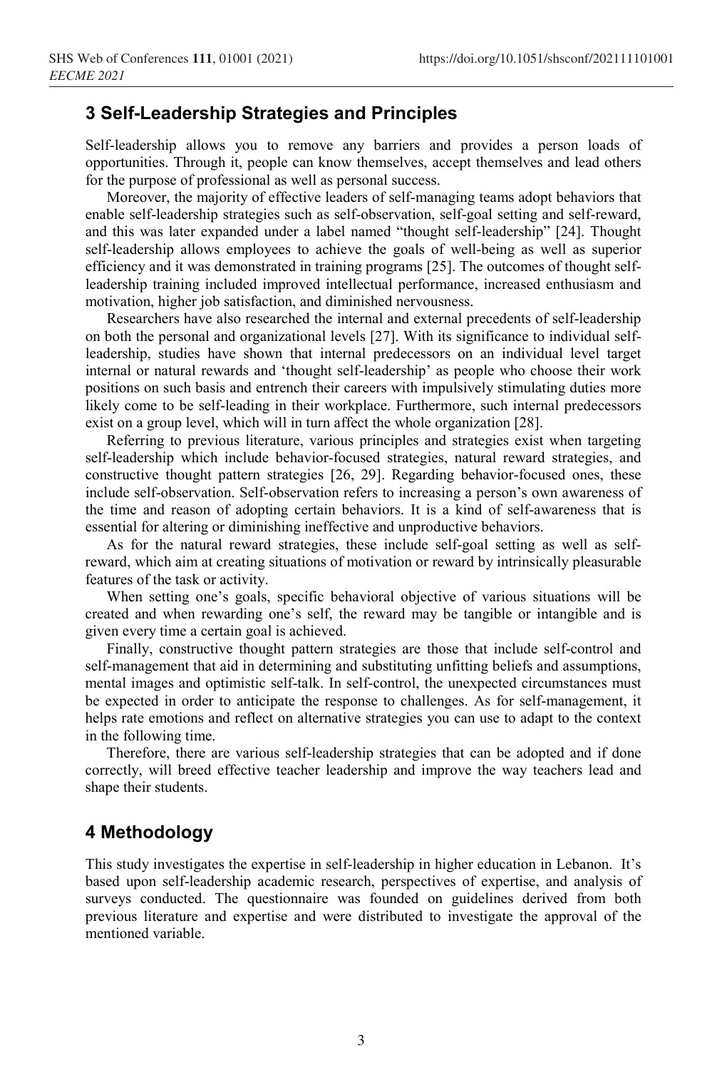## 3 Self-Leadership Strategies and Principles

Self-leadership allows you to remove any barriers and provides a person loads of opportunities. Through it, people can know themselves, accept themselves and lead others for the purpose of professional as well as personal success.

Moreover, the majority of effective leaders of self-managing teams adopt behaviors that enable self-leadership strategies such as self-observation, self-goal setting and self-reward, and this was later expanded under a label named "thought self-leadership" [24]. Thought self-leadership allows employees to achieve the goals of well-being as well as superior efficiency and it was demonstrated in training programs [25]. The outcomes of thought self-leadership training included improved intellectual performance, increased enthusiasm and motivation, higher job satisfaction, and diminished nervousness.

Researchers have also researched the internal and external precedents of self-leadership on both the personal and organizational levels [27]. With its significance to individual self-leadership, studies have shown that internal predecessors on an individual level target internal or natural rewards and 'thought self-leadership' as people who choose their work positions on such basis and entrench their careers with impulsively stimulating duties more likely come to be self-leading in their workplace. Furthermore, such internal predecessors exist on a group level, which will in turn affect the whole organization [28].

Referring to previous literature, various principles and strategies exist when targeting self-leadership which include behavior-focused strategies, natural reward strategies, and constructive thought pattern strategies [26, 29]. Regarding behavior-focused ones, these include self-observation. Self-observation refers to increasing a person's own awareness of the time and reason of adopting certain behaviors. It is a kind of self-awareness that is essential for altering or diminishing ineffective and unproductive behaviors.

As for the natural reward strategies, these include self-goal setting as well as self-reward, which aim at creating situations of motivation or reward by intrinsically pleasurable features of the task or activity.

When setting one's goals, specific behavioral objective of various situations will be created and when rewarding one's self, the reward may be tangible or intangible and is given every time a certain goal is achieved.

Finally, constructive thought pattern strategies are those that include self-control and self-management that aid in determining and substituting unfitting beliefs and assumptions, mental images and optimistic self-talk. In self-control, the unexpected circumstances must be expected in order to anticipate the response to challenges. As for self-management, it helps rate emotions and reflect on alternative strategies you can use to adapt to the context in the following time.

Therefore, there are various self-leadership strategies that can be adopted and if done correctly, will breed effective teacher leadership and improve the way teachers lead and shape their students.

## 4 Methodology

This study investigates the expertise in self-leadership in higher education in Lebanon. It's based upon self-leadership academic research, perspectives of expertise, and analysis of surveys conducted. The questionnaire was founded on guidelines derived from both previous literature and expertise and were distributed to investigate the approval of the mentioned variable.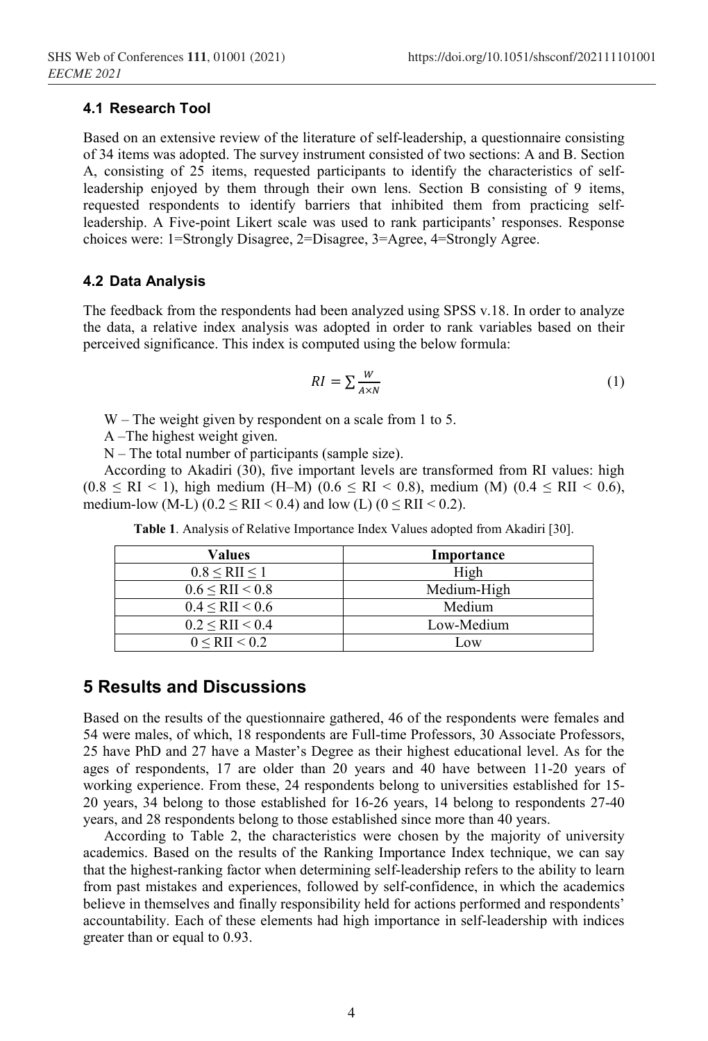### 4.1 Research Tool

Based on an extensive review of the literature of self-leadership, a questionnaire consisting of 34 items was adopted. The survey instrument consisted of two sections: A and B. Section A, consisting of 25 items, requested participants to identify the characteristics of self-leadership enjoyed by them through their own lens. Section B consisting of 9 items, requested respondents to identify barriers that inhibited them from practicing self-leadership. A Five-point Likert scale was used to rank participants' responses. Response choices were: 1=Strongly Disagree, 2=Disagree, 3=Agree, 4=Strongly Agree.

### 4.2 Data Analysis

The feedback from the respondents had been analyzed using SPSS v.18. In order to analyze the data, a relative index analysis was adopted in order to rank variables based on their perceived significance. This index is computed using the below formula:

$$RI = \sum \frac{W}{A \times N} \tag{1}$$

W – The weight given by respondent on a scale from 1 to 5.

A –The highest weight given.

N – The total number of participants (sample size).

According to Akadiri (30), five important levels are transformed from RI values: high ($0.8 \leq RI < 1$), high medium (H–M) ($0.6 \leq RI < 0.8$), medium (M) ($0.4 \leq RII < 0.6$), medium-low (M-L) ($0.2 \leq RII < 0.4$) and low (L) ($0 \leq RII < 0.2$).

**Table 1**. Analysis of Relative Importance Index Values adopted from Akadiri [30].

| Values | Importance |
|---|---|
| $0.8 \leq RII \leq 1$ | High |
| $0.6 \leq RII < 0.8$ | Medium-High |
| $0.4 \leq RII < 0.6$ | Medium |
| $0.2 \leq RII < 0.4$ | Low-Medium |
| $0 \leq RII < 0.2$ | Low |

## 5 Results and Discussions

Based on the results of the questionnaire gathered, 46 of the respondents were females and 54 were males, of which, 18 respondents are Full-time Professors, 30 Associate Professors, 25 have PhD and 27 have a Master's Degree as their highest educational level. As for the ages of respondents, 17 are older than 20 years and 40 have between 11-20 years of working experience. From these, 24 respondents belong to universities established for 15-20 years, 34 belong to those established for 16-26 years, 14 belong to respondents 27-40 years, and 28 respondents belong to those established since more than 40 years.

According to Table 2, the characteristics were chosen by the majority of university academics. Based on the results of the Ranking Importance Index technique, we can say that the highest-ranking factor when determining self-leadership refers to the ability to learn from past mistakes and experiences, followed by self-confidence, in which the academics believe in themselves and finally responsibility held for actions performed and respondents' accountability. Each of these elements had high importance in self-leadership with indices greater than or equal to 0.93.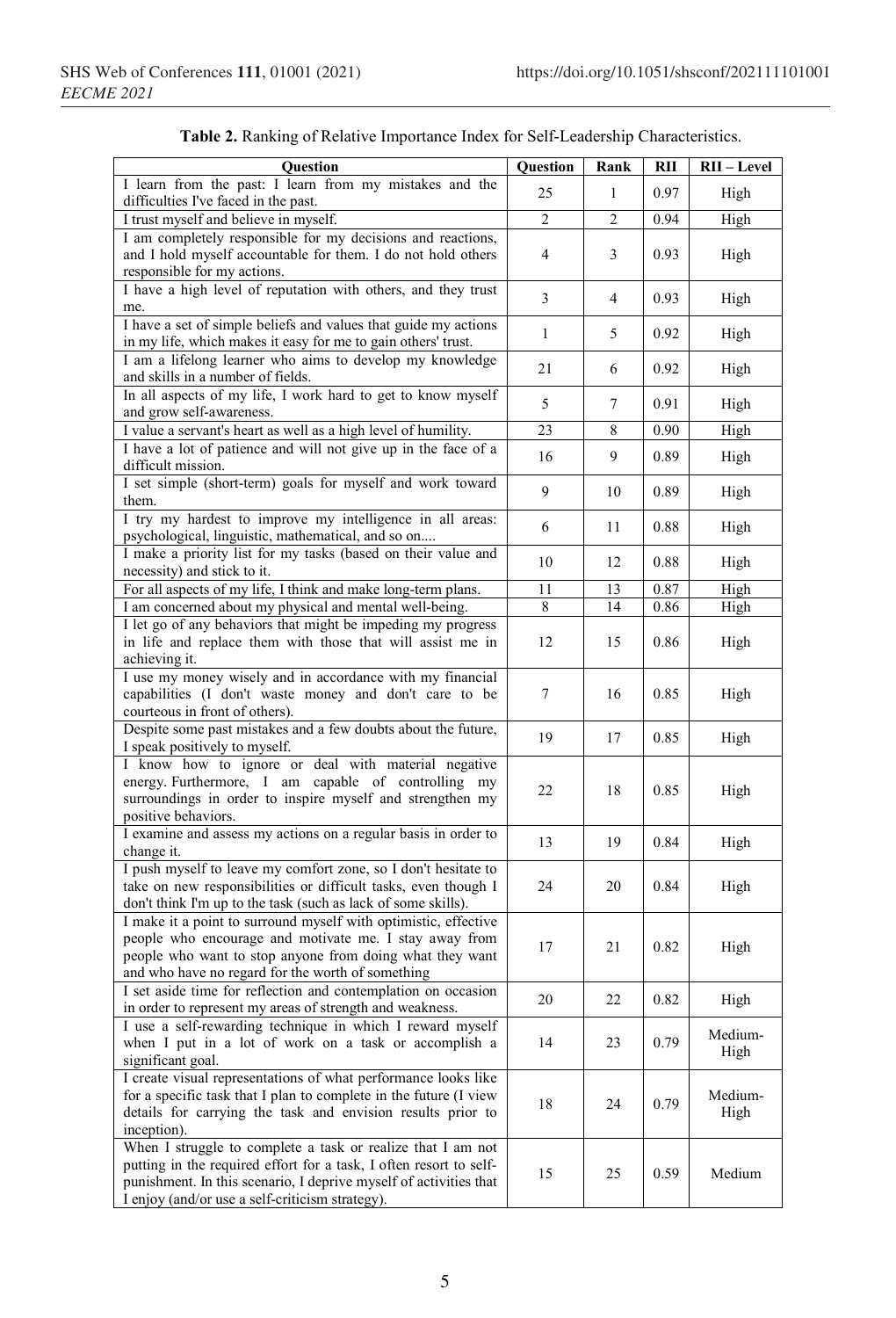**Table 2.** Ranking of Relative Importance Index for Self-Leadership Characteristics.

| Question | Question | Rank | RII | RII – Level |
|---|---|---|---|---|
| I learn from the past: I learn from my mistakes and the difficulties I've faced in the past. | 25 | 1 | 0.97 | High |
| I trust myself and believe in myself. | 2 | 2 | 0.94 | High |
| I am completely responsible for my decisions and reactions, and I hold myself accountable for them. I do not hold others responsible for my actions. | 4 | 3 | 0.93 | High |
| I have a high level of reputation with others, and they trust me. | 3 | 4 | 0.93 | High |
| I have a set of simple beliefs and values that guide my actions in my life, which makes it easy for me to gain others' trust. | 1 | 5 | 0.92 | High |
| I am a lifelong learner who aims to develop my knowledge and skills in a number of fields. | 21 | 6 | 0.92 | High |
| In all aspects of my life, I work hard to get to know myself and grow self-awareness. | 5 | 7 | 0.91 | High |
| I value a servant's heart as well as a high level of humility. | 23 | 8 | 0.90 | High |
| I have a lot of patience and will not give up in the face of a difficult mission. | 16 | 9 | 0.89 | High |
| I set simple (short-term) goals for myself and work toward them. | 9 | 10 | 0.89 | High |
| I try my hardest to improve my intelligence in all areas: psychological, linguistic, mathematical, and so on.... | 6 | 11 | 0.88 | High |
| I make a priority list for my tasks (based on their value and necessity) and stick to it. | 10 | 12 | 0.88 | High |
| For all aspects of my life, I think and make long-term plans. | 11 | 13 | 0.87 | High |
| I am concerned about my physical and mental well-being. | 8 | 14 | 0.86 | High |
| I let go of any behaviors that might be impeding my progress in life and replace them with those that will assist me in achieving it. | 12 | 15 | 0.86 | High |
| I use my money wisely and in accordance with my financial capabilities (I don't waste money and don't care to be courteous in front of others). | 7 | 16 | 0.85 | High |
| Despite some past mistakes and a few doubts about the future, I speak positively to myself. | 19 | 17 | 0.85 | High |
| I know how to ignore or deal with material negative energy. Furthermore, I am capable of controlling my surroundings in order to inspire myself and strengthen my positive behaviors. | 22 | 18 | 0.85 | High |
| I examine and assess my actions on a regular basis in order to change it. | 13 | 19 | 0.84 | High |
| I push myself to leave my comfort zone, so I don't hesitate to take on new responsibilities or difficult tasks, even though I don't think I'm up to the task (such as lack of some skills). | 24 | 20 | 0.84 | High |
| I make it a point to surround myself with optimistic, effective people who encourage and motivate me. I stay away from people who want to stop anyone from doing what they want and who have no regard for the worth of something | 17 | 21 | 0.82 | High |
| I set aside time for reflection and contemplation on occasion in order to represent my areas of strength and weakness. | 20 | 22 | 0.82 | High |
| I use a self-rewarding technique in which I reward myself when I put in a lot of work on a task or accomplish a significant goal. | 14 | 23 | 0.79 | Medium-High |
| I create visual representations of what performance looks like for a specific task that I plan to complete in the future (I view details for carrying the task and envision results prior to inception). | 18 | 24 | 0.79 | Medium-High |
| When I struggle to complete a task or realize that I am not putting in the required effort for a task, I often resort to self-punishment. In this scenario, I deprive myself of activities that I enjoy (and/or use a self-criticism strategy). | 15 | 25 | 0.59 | Medium |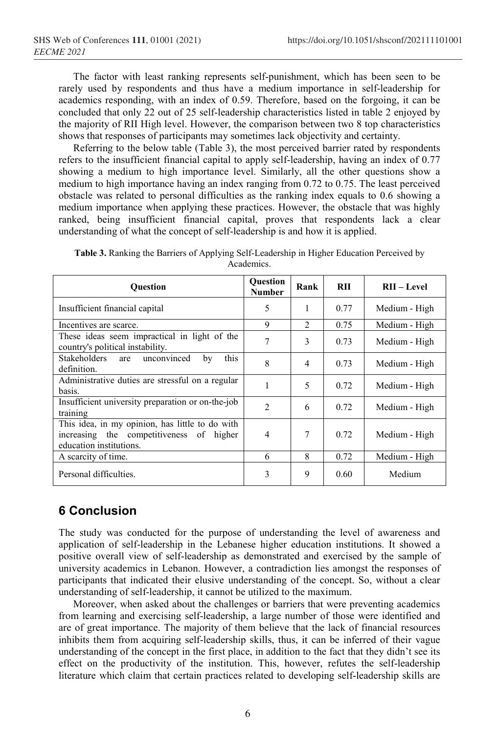The factor with least ranking represents self-punishment, which has been seen to be rarely used by respondents and thus have a medium importance in self-leadership for academics responding, with an index of 0.59. Therefore, based on the forgoing, it can be concluded that only 22 out of 25 self-leadership characteristics listed in table 2 enjoyed by the majority of RII High level. However, the comparison between two 8 top characteristics shows that responses of participants may sometimes lack objectivity and certainty.

Referring to the below table (Table 3), the most perceived barrier rated by respondents refers to the insufficient financial capital to apply self-leadership, having an index of 0.77 showing a medium to high importance level. Similarly, all the other questions show a medium to high importance having an index ranging from 0.72 to 0.75. The least perceived obstacle was related to personal difficulties as the ranking index equals to 0.6 showing a medium importance when applying these practices. However, the obstacle that was highly ranked, being insufficient financial capital, proves that respondents lack a clear understanding of what the concept of self-leadership is and how it is applied.

**Table 3.** Ranking the Barriers of Applying Self-Leadership in Higher Education Perceived by Academics.

| Question | Question Number | Rank | RII | RII – Level |
|---|---|---|---|---|
| Insufficient financial capital | 5 | 1 | 0.77 | Medium - High |
| Incentives are scarce. | 9 | 2 | 0.75 | Medium - High |
| These ideas seem impractical in light of the country's political instability. | 7 | 3 | 0.73 | Medium - High |
| Stakeholders are unconvinced by this definition. | 8 | 4 | 0.73 | Medium - High |
| Administrative duties are stressful on a regular basis. | 1 | 5 | 0.72 | Medium - High |
| Insufficient university preparation or on-the-job training | 2 | 6 | 0.72 | Medium - High |
| This idea, in my opinion, has little to do with increasing the competitiveness of higher education institutions. | 4 | 7 | 0.72 | Medium - High |
| A scarcity of time. | 6 | 8 | 0.72 | Medium - High |
| Personal difficulties. | 3 | 9 | 0.60 | Medium |

## 6 Conclusion

The study was conducted for the purpose of understanding the level of awareness and application of self-leadership in the Lebanese higher education institutions. It showed a positive overall view of self-leadership as demonstrated and exercised by the sample of university academics in Lebanon. However, a contradiction lies amongst the responses of participants that indicated their elusive understanding of the concept. So, without a clear understanding of self-leadership, it cannot be utilized to the maximum.

Moreover, when asked about the challenges or barriers that were preventing academics from learning and exercising self-leadership, a large number of those were identified and are of great importance. The majority of them believe that the lack of financial resources inhibits them from acquiring self-leadership skills, thus, it can be inferred of their vague understanding of the concept in the first place, in addition to the fact that they didn't see its effect on the productivity of the institution. This, however, refutes the self-leadership literature which claim that certain practices related to developing self-leadership skills are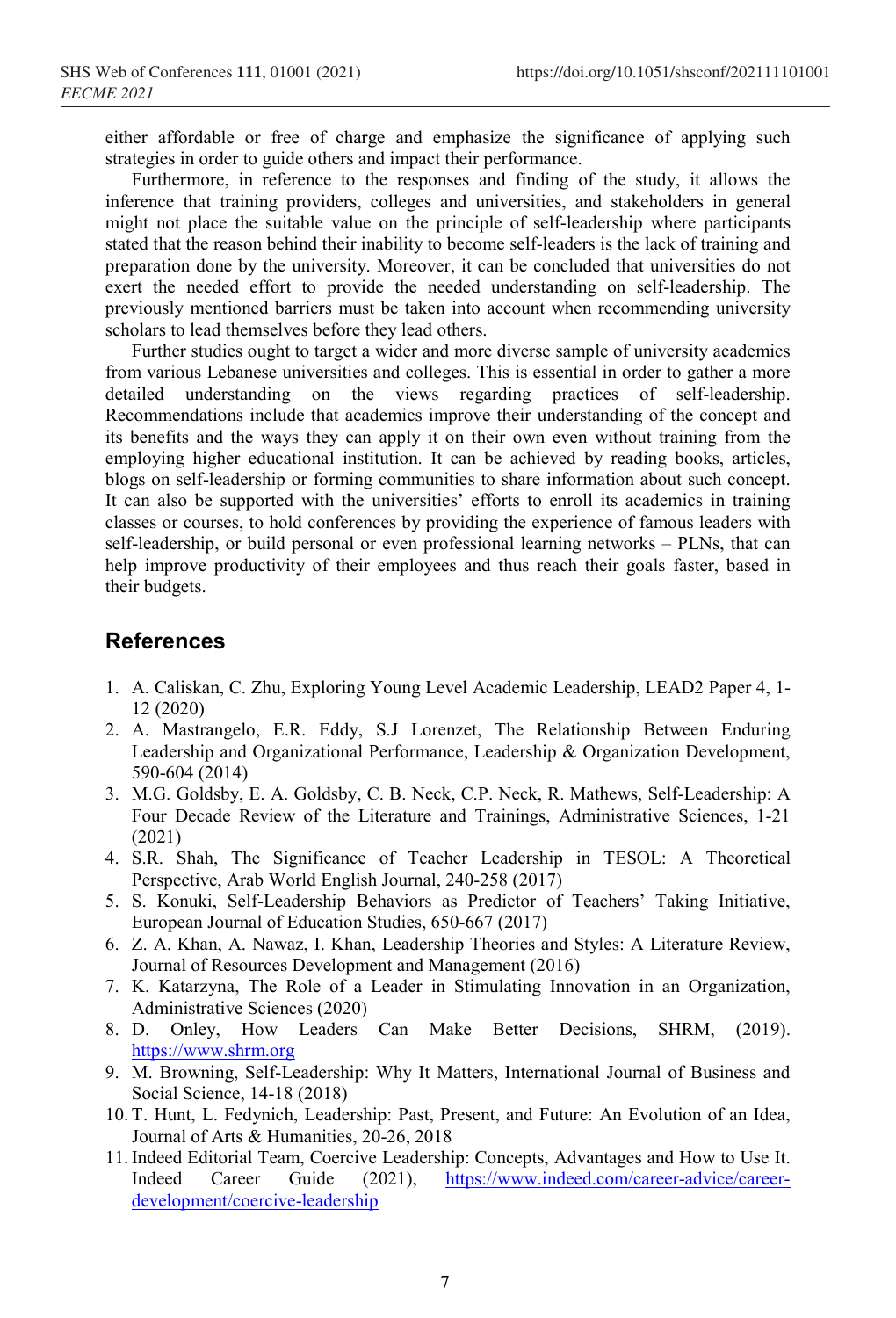either affordable or free of charge and emphasize the significance of applying such strategies in order to guide others and impact their performance.

Furthermore, in reference to the responses and finding of the study, it allows the inference that training providers, colleges and universities, and stakeholders in general might not place the suitable value on the principle of self-leadership where participants stated that the reason behind their inability to become self-leaders is the lack of training and preparation done by the university. Moreover, it can be concluded that universities do not exert the needed effort to provide the needed understanding on self-leadership. The previously mentioned barriers must be taken into account when recommending university scholars to lead themselves before they lead others.

Further studies ought to target a wider and more diverse sample of university academics from various Lebanese universities and colleges. This is essential in order to gather a more detailed understanding on the views regarding practices of self-leadership. Recommendations include that academics improve their understanding of the concept and its benefits and the ways they can apply it on their own even without training from the employing higher educational institution. It can be achieved by reading books, articles, blogs on self-leadership or forming communities to share information about such concept. It can also be supported with the universities' efforts to enroll its academics in training classes or courses, to hold conferences by providing the experience of famous leaders with self-leadership, or build personal or even professional learning networks – PLNs, that can help improve productivity of their employees and thus reach their goals faster, based in their budgets.

## References

1. A. Caliskan, C. Zhu, Exploring Young Level Academic Leadership, LEAD2 Paper 4, 1-12 (2020)
2. A. Mastrangelo, E.R. Eddy, S.J Lorenzet, The Relationship Between Enduring Leadership and Organizational Performance, Leadership & Organization Development, 590-604 (2014)
3. M.G. Goldsby, E. A. Goldsby, C. B. Neck, C.P. Neck, R. Mathews, Self-Leadership: A Four Decade Review of the Literature and Trainings, Administrative Sciences, 1-21 (2021)
4. S.R. Shah, The Significance of Teacher Leadership in TESOL: A Theoretical Perspective, Arab World English Journal, 240-258 (2017)
5. S. Konuki, Self-Leadership Behaviors as Predictor of Teachers' Taking Initiative, European Journal of Education Studies, 650-667 (2017)
6. Z. A. Khan, A. Nawaz, I. Khan, Leadership Theories and Styles: A Literature Review, Journal of Resources Development and Management (2016)
7. K. Katarzyna, The Role of a Leader in Stimulating Innovation in an Organization, Administrative Sciences (2020)
8. D. Onley, How Leaders Can Make Better Decisions, SHRM, (2019). https://www.shrm.org
9. M. Browning, Self-Leadership: Why It Matters, International Journal of Business and Social Science, 14-18 (2018)
10. T. Hunt, L. Fedynich, Leadership: Past, Present, and Future: An Evolution of an Idea, Journal of Arts & Humanities, 20-26, 2018
11. Indeed Editorial Team, Coercive Leadership: Concepts, Advantages and How to Use It. Indeed Career Guide (2021), https://www.indeed.com/career-advice/career-development/coercive-leadership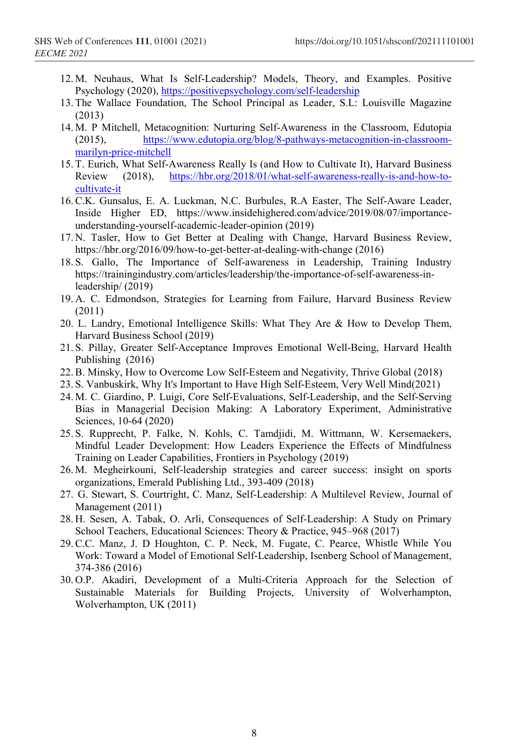12. M. Neuhaus, What Is Self-Leadership? Models, Theory, and Examples. Positive Psychology (2020), https://positivepsychology.com/self-leadership
13. The Wallace Foundation, The School Principal as Leader, S.L: Louisville Magazine (2013)
14. M. P Mitchell, Metacognition: Nurturing Self-Awareness in the Classroom, Edutopia (2015), https://www.edutopia.org/blog/8-pathways-metacognition-in-classroom-marilyn-price-mitchell
15. T. Eurich, What Self-Awareness Really Is (and How to Cultivate It), Harvard Business Review (2018), https://hbr.org/2018/01/what-self-awareness-really-is-and-how-to-cultivate-it
16. C.K. Gunsalus, E. A. Luckman, N.C. Burbules, R.A Easter, The Self-Aware Leader, Inside Higher ED, https://www.insidehighered.com/advice/2019/08/07/importance-understanding-yourself-academic-leader-opinion (2019)
17. N. Tasler, How to Get Better at Dealing with Change, Harvard Business Review, https://hbr.org/2016/09/how-to-get-better-at-dealing-with-change (2016)
18. S. Gallo, The Importance of Self-awareness in Leadership, Training Industry https://trainingindustry.com/articles/leadership/the-importance-of-self-awareness-in-leadership/ (2019)
19. A. C. Edmondson, Strategies for Learning from Failure, Harvard Business Review (2011)
20. L. Landry, Emotional Intelligence Skills: What They Are & How to Develop Them, Harvard Business School (2019)
21. S. Pillay, Greater Self-Acceptance Improves Emotional Well-Being, Harvard Health Publishing (2016)
22. B. Minsky, How to Overcome Low Self-Esteem and Negativity, Thrive Global (2018)
23. S. Vanbuskirk, Why It's Important to Have High Self-Esteem, Very Well Mind(2021)
24. M. C. Giardino, P. Luigi, Core Self-Evaluations, Self-Leadership, and the Self-Serving Bias in Managerial Decision Making: A Laboratory Experiment, Administrative Sciences, 10-64 (2020)
25. S. Rupprecht, P. Falke, N. Kohls, C. Tamdjidi, M. Wittmann, W. Kersemaekers, Mindful Leader Development: How Leaders Experience the Effects of Mindfulness Training on Leader Capabilities, Frontiers in Psychology (2019)
26. M. Megheirkouni, Self-leadership strategies and career success: insight on sports organizations, Emerald Publishing Ltd., 393-409 (2018)
27. G. Stewart, S. Courtright, C. Manz, Self-Leadership: A Multilevel Review, Journal of Management (2011)
28. H. Sesen, A. Tabak, O. Arli, Consequences of Self-Leadership: A Study on Primary School Teachers, Educational Sciences: Theory & Practice, 945–968 (2017)
29. C.C. Manz, J. D Houghton, C. P. Neck, M. Fugate, C. Pearce, Whistle While You Work: Toward a Model of Emotional Self-Leadership, Isenberg School of Management, 374-386 (2016)
30. O.P. Akadiri, Development of a Multi-Criteria Approach for the Selection of Sustainable Materials for Building Projects, University of Wolverhampton, Wolverhampton, UK (2011)